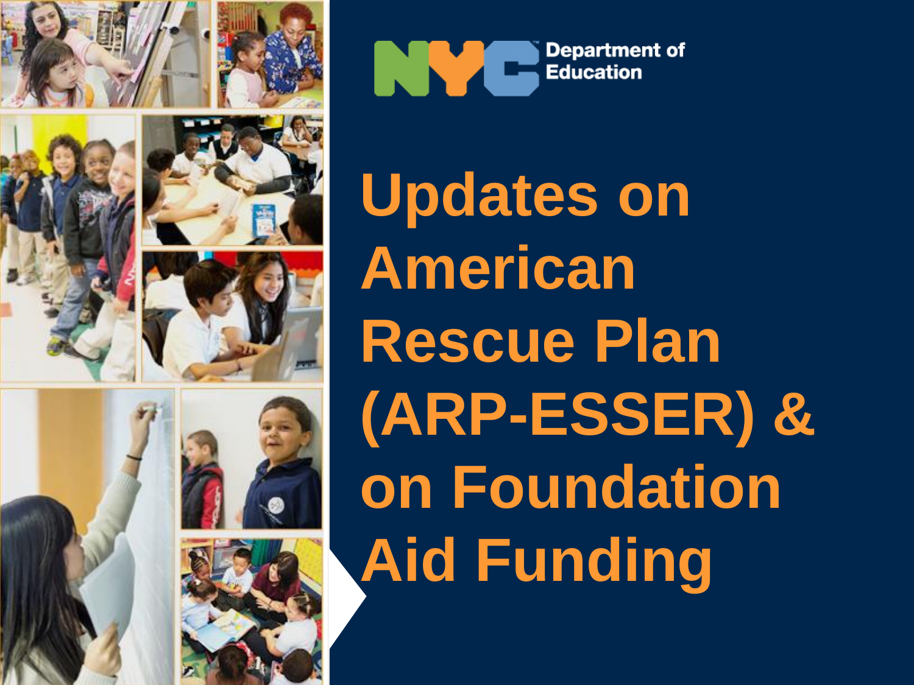NYC Department of Education

# Updates on American Rescue Plan (ARP-ESSER) & on Foundation Aid Funding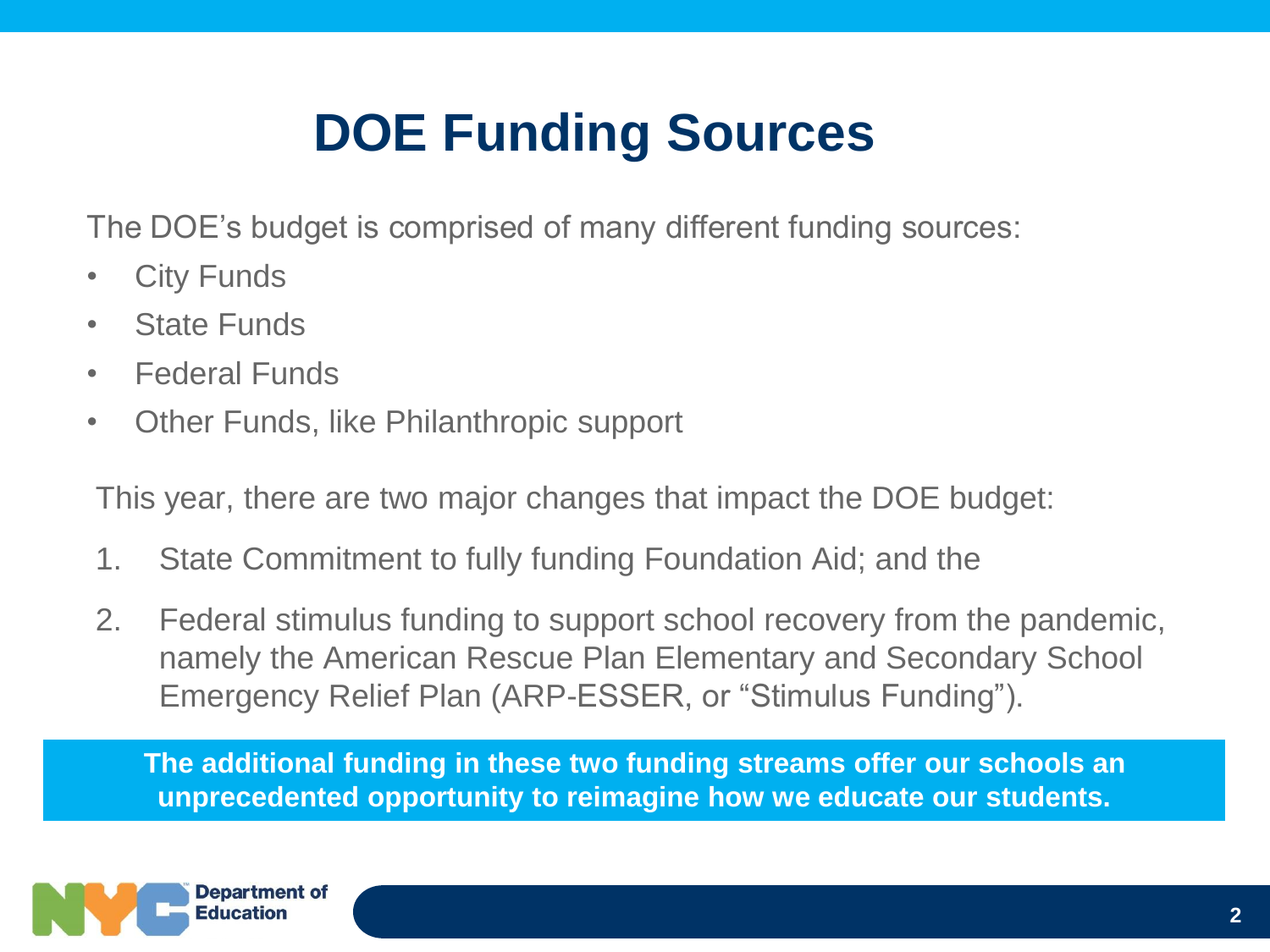# DOE Funding Sources

The DOE's budget is comprised of many different funding sources:

- City Funds
- State Funds
- Federal Funds
- Other Funds, like Philanthropic support

This year, there are two major changes that impact the DOE budget:

1. State Commitment to fully funding Foundation Aid; and the
2. Federal stimulus funding to support school recovery from the pandemic, namely the American Rescue Plan Elementary and Secondary School Emergency Relief Plan (ARP-ESSER, or "Stimulus Funding").

**The additional funding in these two funding streams offer our schools an unprecedented opportunity to reimagine how we educate our students.**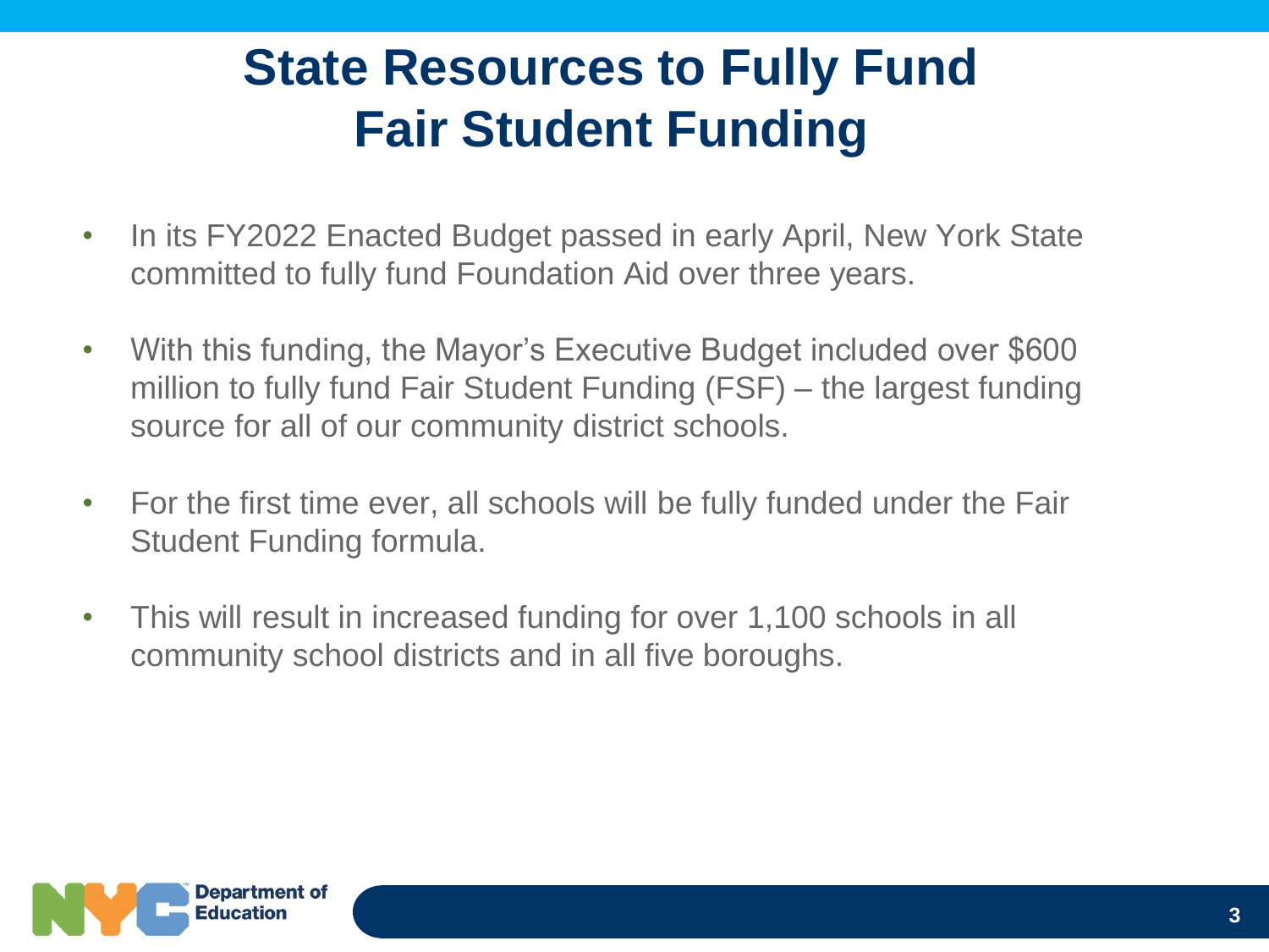# State Resources to Fully Fund Fair Student Funding

- In its FY2022 Enacted Budget passed in early April, New York State committed to fully fund Foundation Aid over three years.
- With this funding, the Mayor's Executive Budget included over $600 million to fully fund Fair Student Funding (FSF) – the largest funding source for all of our community district schools.
- For the first time ever, all schools will be fully funded under the Fair Student Funding formula.
- This will result in increased funding for over 1,100 schools in all community school districts and in all five boroughs.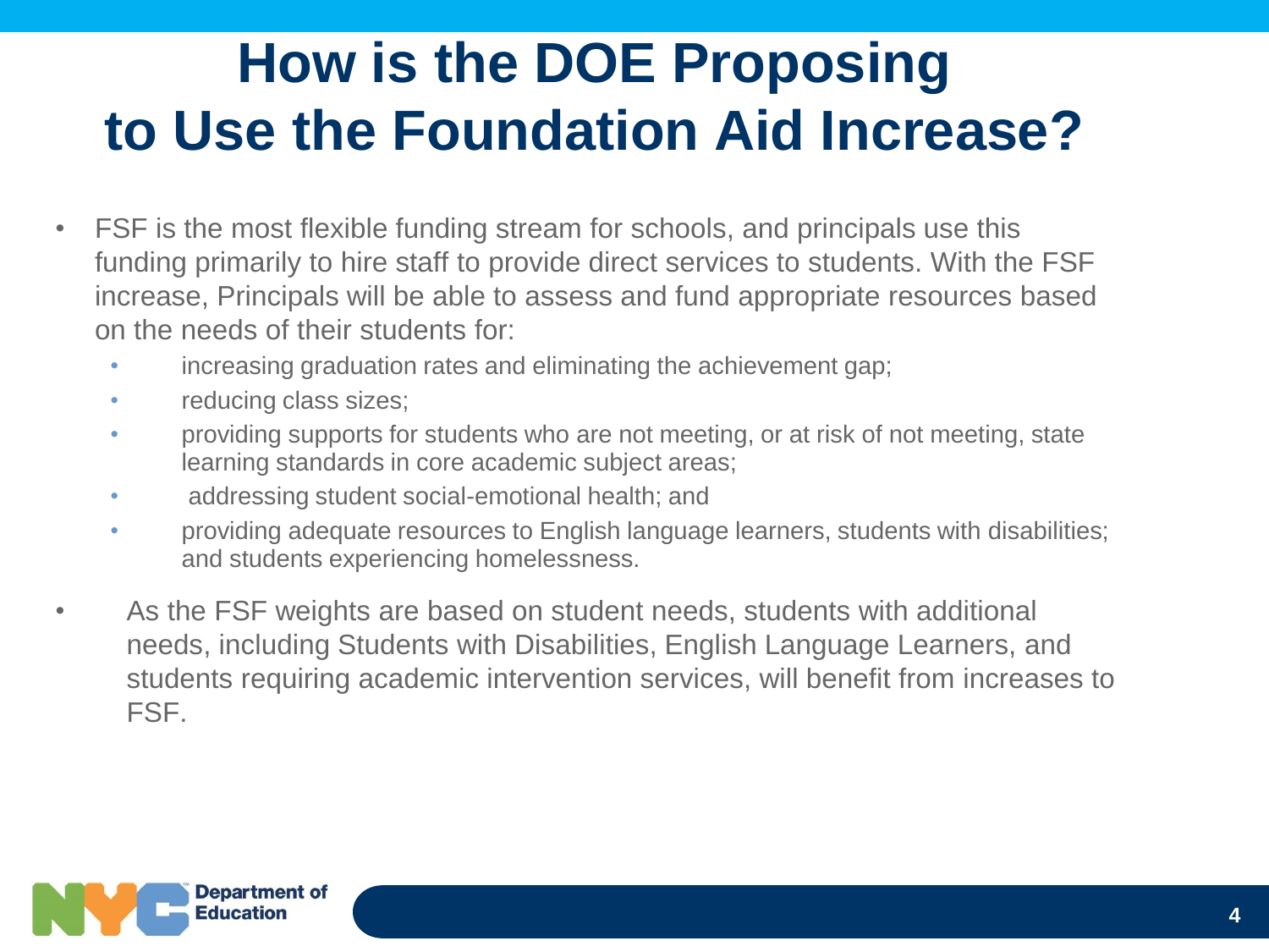# How is the DOE Proposing to Use the Foundation Aid Increase?

- FSF is the most flexible funding stream for schools, and principals use this funding primarily to hire staff to provide direct services to students. With the FSF increase, Principals will be able to assess and fund appropriate resources based on the needs of their students for:
  - increasing graduation rates and eliminating the achievement gap;
  - reducing class sizes;
  - providing supports for students who are not meeting, or at risk of not meeting, state learning standards in core academic subject areas;
  - addressing student social-emotional health; and
  - providing adequate resources to English language learners, students with disabilities; and students experiencing homelessness.
- As the FSF weights are based on student needs, students with additional needs, including Students with Disabilities, English Language Learners, and students requiring academic intervention services, will benefit from increases to FSF.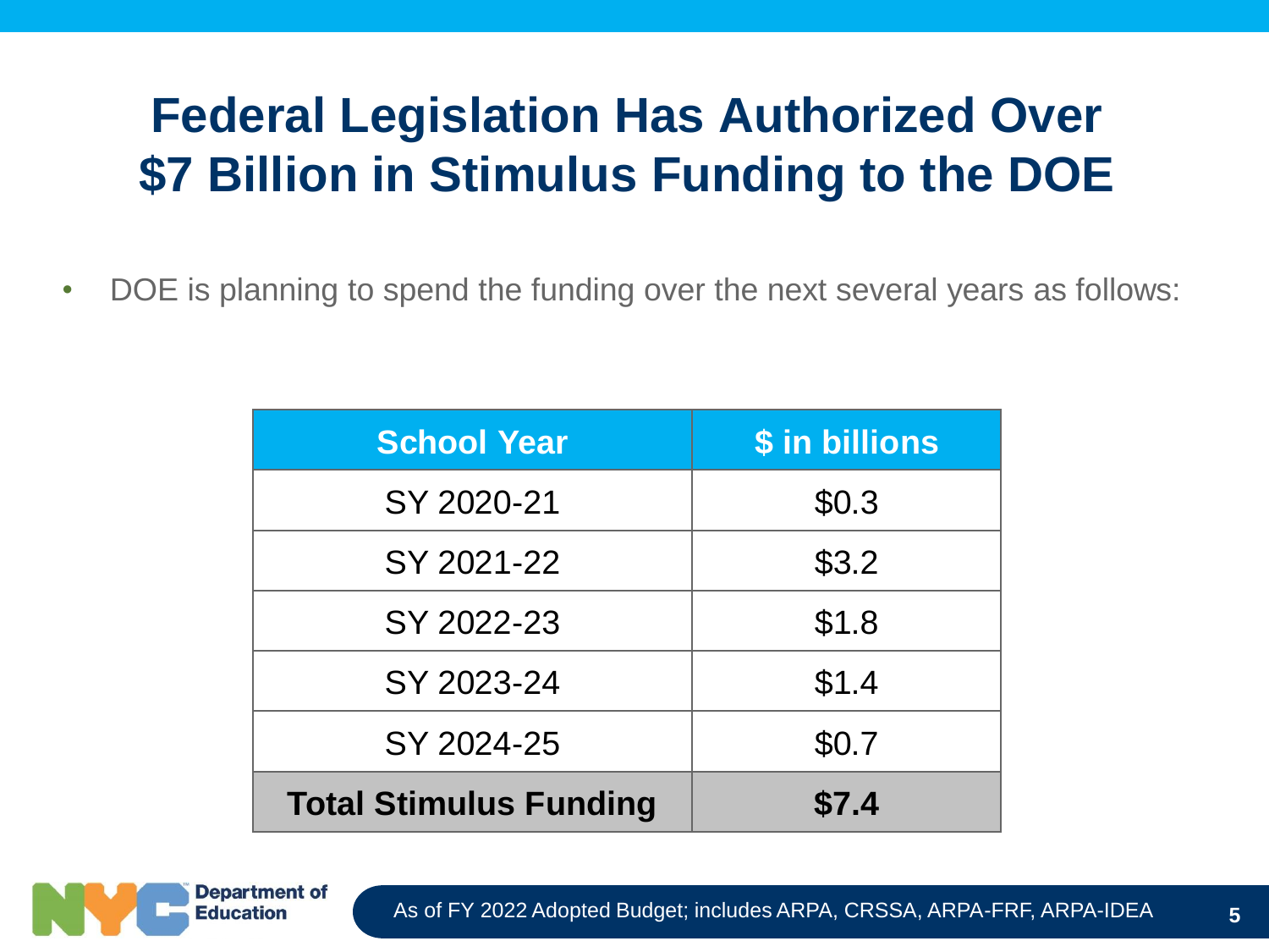# Federal Legislation Has Authorized Over $7 Billion in Stimulus Funding to the DOE

- DOE is planning to spend the funding over the next several years as follows:

| School Year | $ in billions |
|---|---|
| SY 2020-21 | $0.3 |
| SY 2021-22 | $3.2 |
| SY 2022-23 | $1.8 |
| SY 2023-24 | $1.4 |
| SY 2024-25 | $0.7 |
| **Total Stimulus Funding** | **$7.4** |

As of FY 2022 Adopted Budget; includes ARPA, CRSSA, ARPA-FRF, ARPA-IDEA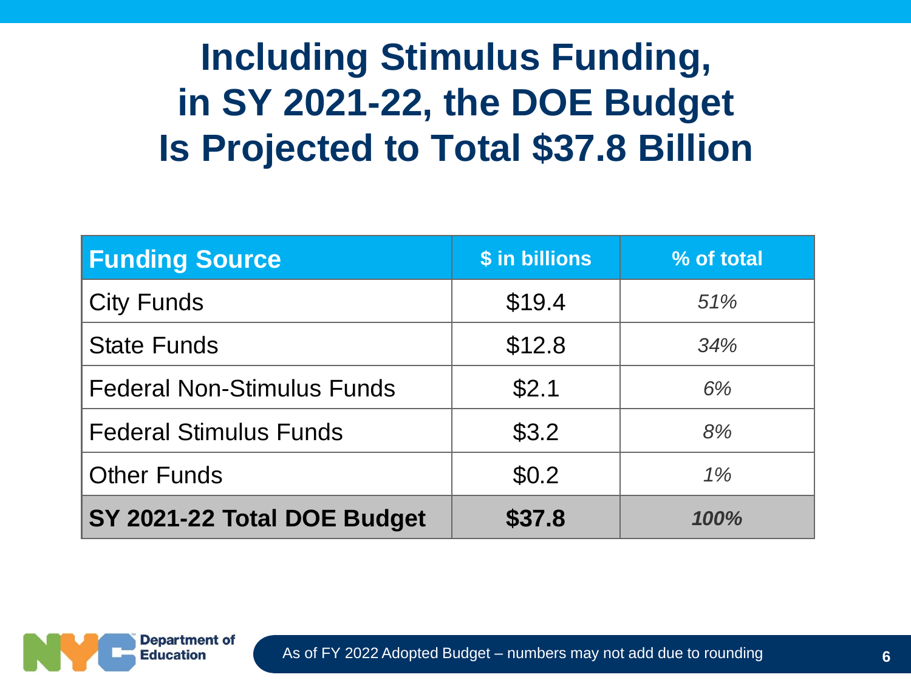# Including Stimulus Funding, in SY 2021-22, the DOE Budget Is Projected to Total $37.8 Billion

| Funding Source | $ in billions | % of total |
|---|---|---|
| City Funds | $19.4 | *51%* |
| State Funds | $12.8 | *34%* |
| Federal Non-Stimulus Funds | $2.1 | *6%* |
| Federal Stimulus Funds | $3.2 | *8%* |
| Other Funds | $0.2 | *1%* |
| **SY 2021-22 Total DOE Budget** | **$37.8** | ***100%*** |

As of FY 2022 Adopted Budget – numbers may not add due to rounding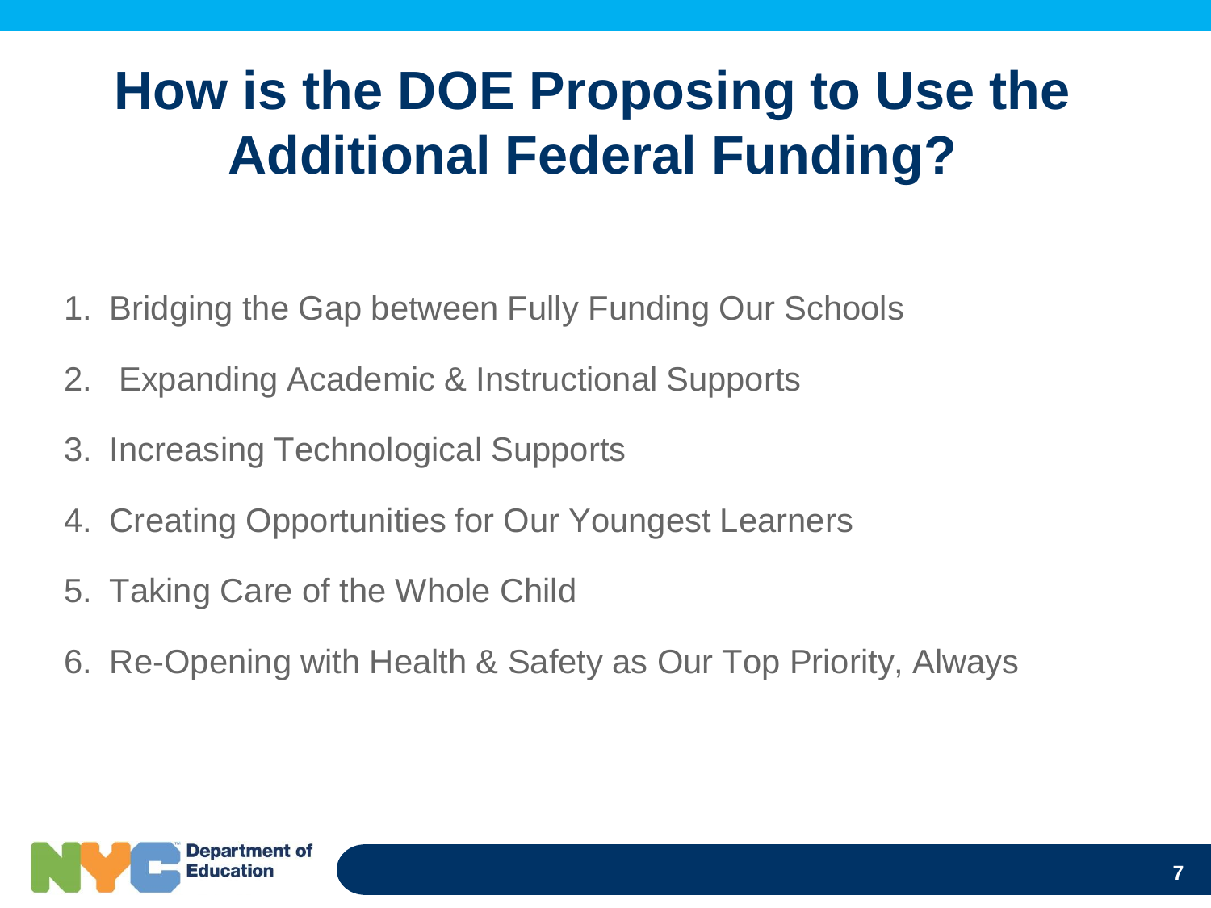# How is the DOE Proposing to Use the Additional Federal Funding?

1. Bridging the Gap between Fully Funding Our Schools
2. Expanding Academic & Instructional Supports
3. Increasing Technological Supports
4. Creating Opportunities for Our Youngest Learners
5. Taking Care of the Whole Child
6. Re-Opening with Health & Safety as Our Top Priority, Always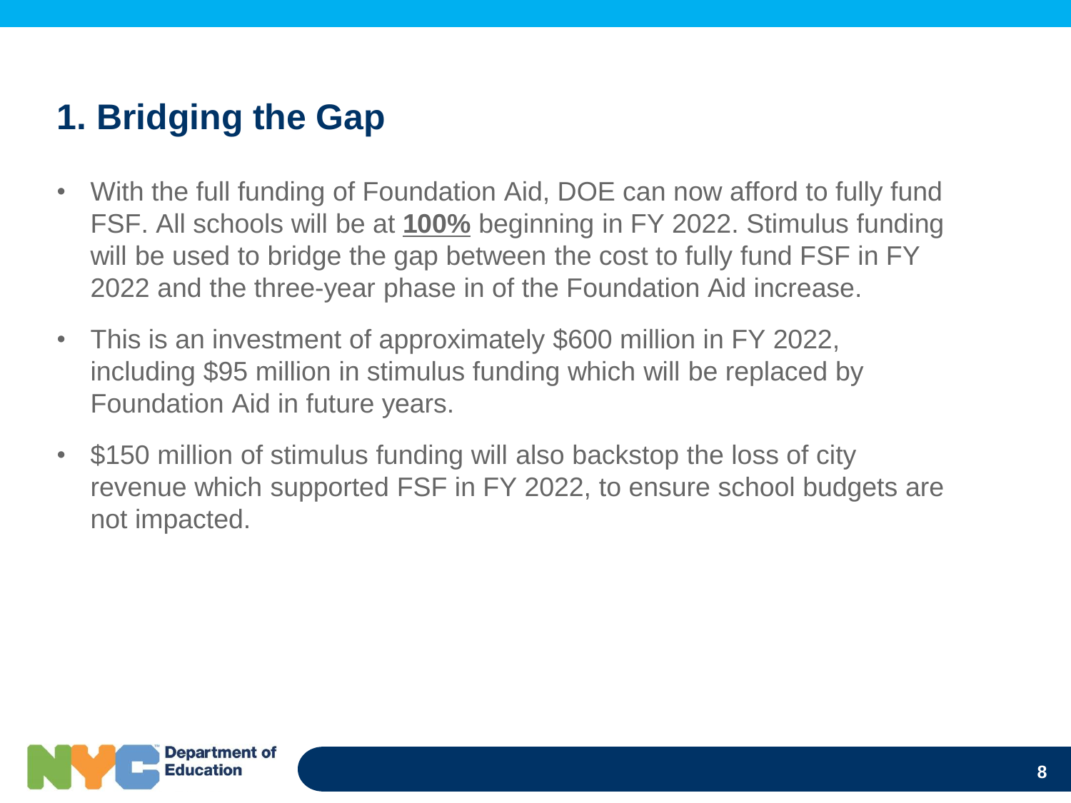# 1. Bridging the Gap

- With the full funding of Foundation Aid, DOE can now afford to fully fund FSF. All schools will be at **100%** beginning in FY 2022. Stimulus funding will be used to bridge the gap between the cost to fully fund FSF in FY 2022 and the three-year phase in of the Foundation Aid increase.
- This is an investment of approximately $600 million in FY 2022, including $95 million in stimulus funding which will be replaced by Foundation Aid in future years.
- $150 million of stimulus funding will also backstop the loss of city revenue which supported FSF in FY 2022, to ensure school budgets are not impacted.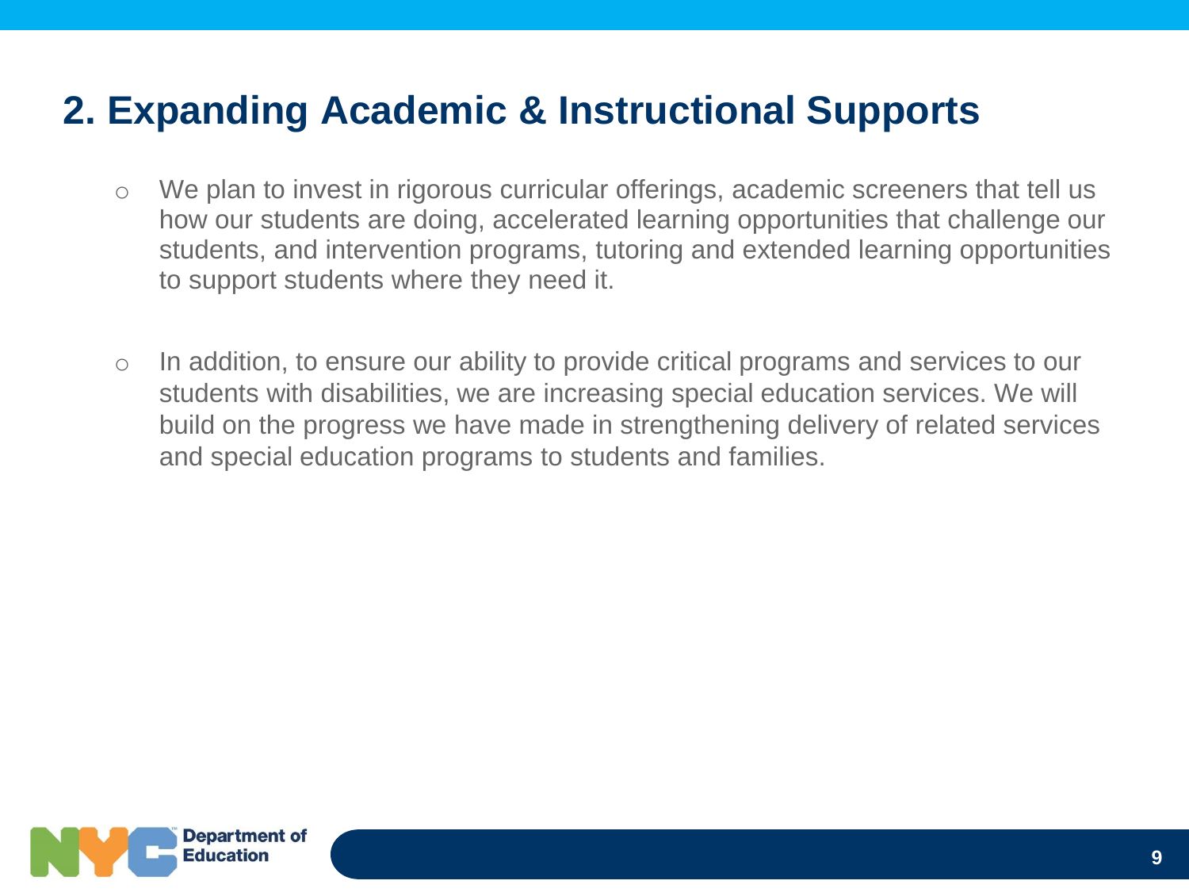## 2. Expanding Academic & Instructional Supports

- We plan to invest in rigorous curricular offerings, academic screeners that tell us how our students are doing, accelerated learning opportunities that challenge our students, and intervention programs, tutoring and extended learning opportunities to support students where they need it.

- In addition, to ensure our ability to provide critical programs and services to our students with disabilities, we are increasing special education services. We will build on the progress we have made in strengthening delivery of related services and special education programs to students and families.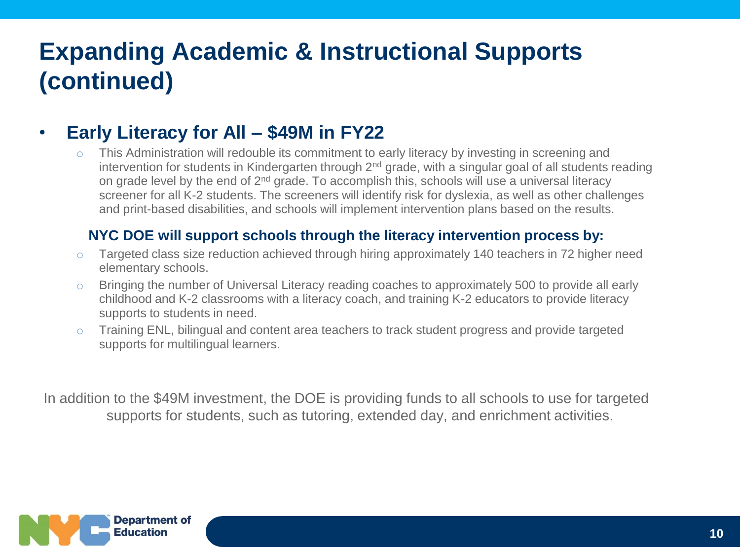# Expanding Academic & Instructional Supports (continued)

- **Early Literacy for All – $49M in FY22**
  - This Administration will redouble its commitment to early literacy by investing in screening and intervention for students in Kindergarten through 2nd grade, with a singular goal of all students reading on grade level by the end of 2nd grade. To accomplish this, schools will use a universal literacy screener for all K-2 students. The screeners will identify risk for dyslexia, as well as other challenges and print-based disabilities, and schools will implement intervention plans based on the results.

  **NYC DOE will support schools through the literacy intervention process by:**

  - Targeted class size reduction achieved through hiring approximately 140 teachers in 72 higher need elementary schools.
  - Bringing the number of Universal Literacy reading coaches to approximately 500 to provide all early childhood and K-2 classrooms with a literacy coach, and training K-2 educators to provide literacy supports to students in need.
  - Training ENL, bilingual and content area teachers to track student progress and provide targeted supports for multilingual learners.

In addition to the $49M investment, the DOE is providing funds to all schools to use for targeted supports for students, such as tutoring, extended day, and enrichment activities.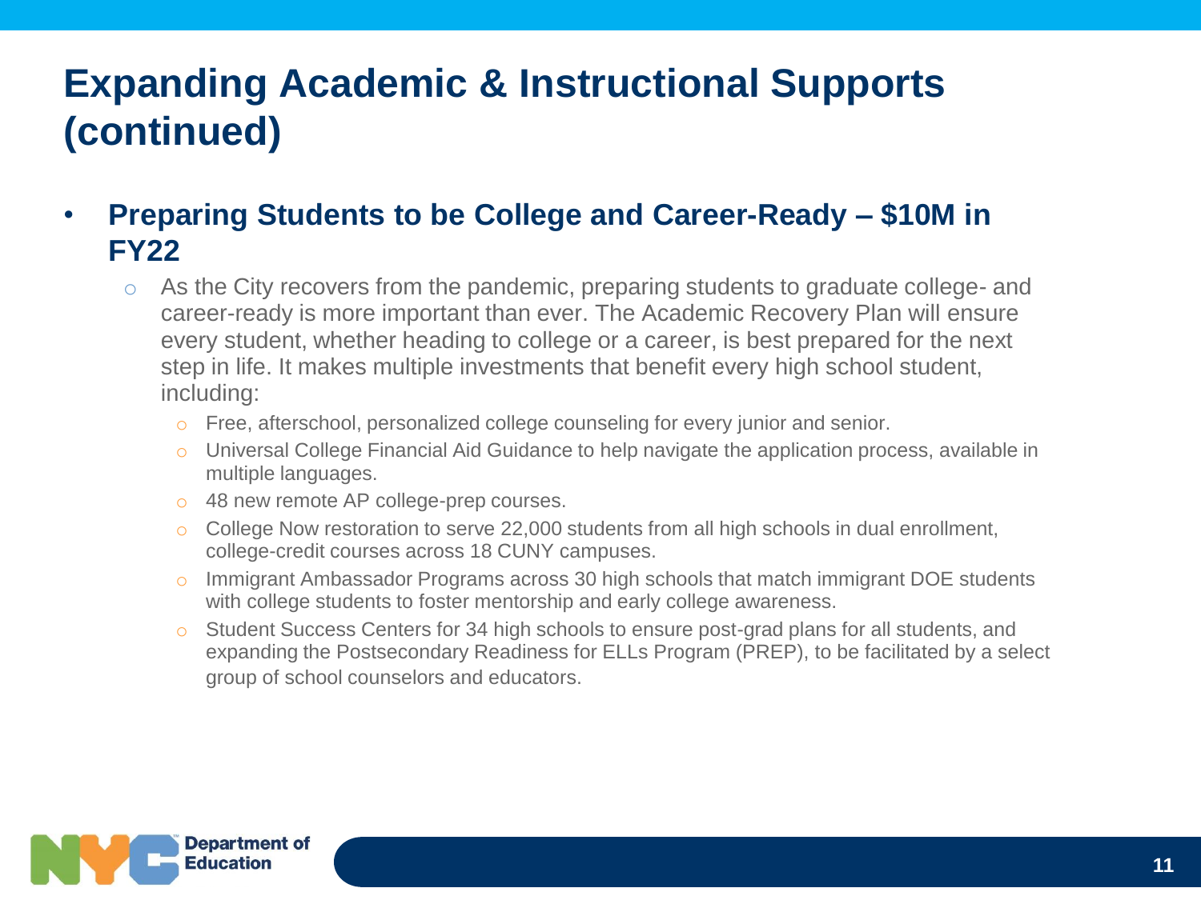# Expanding Academic & Instructional Supports (continued)

- **Preparing Students to be College and Career-Ready – $10M in FY22**
  - As the City recovers from the pandemic, preparing students to graduate college- and career-ready is more important than ever. The Academic Recovery Plan will ensure every student, whether heading to college or a career, is best prepared for the next step in life. It makes multiple investments that benefit every high school student, including:
    - Free, afterschool, personalized college counseling for every junior and senior.
    - Universal College Financial Aid Guidance to help navigate the application process, available in multiple languages.
    - 48 new remote AP college-prep courses.
    - College Now restoration to serve 22,000 students from all high schools in dual enrollment, college-credit courses across 18 CUNY campuses.
    - Immigrant Ambassador Programs across 30 high schools that match immigrant DOE students with college students to foster mentorship and early college awareness.
    - Student Success Centers for 34 high schools to ensure post-grad plans for all students, and expanding the Postsecondary Readiness for ELLs Program (PREP), to be facilitated by a select group of school counselors and educators.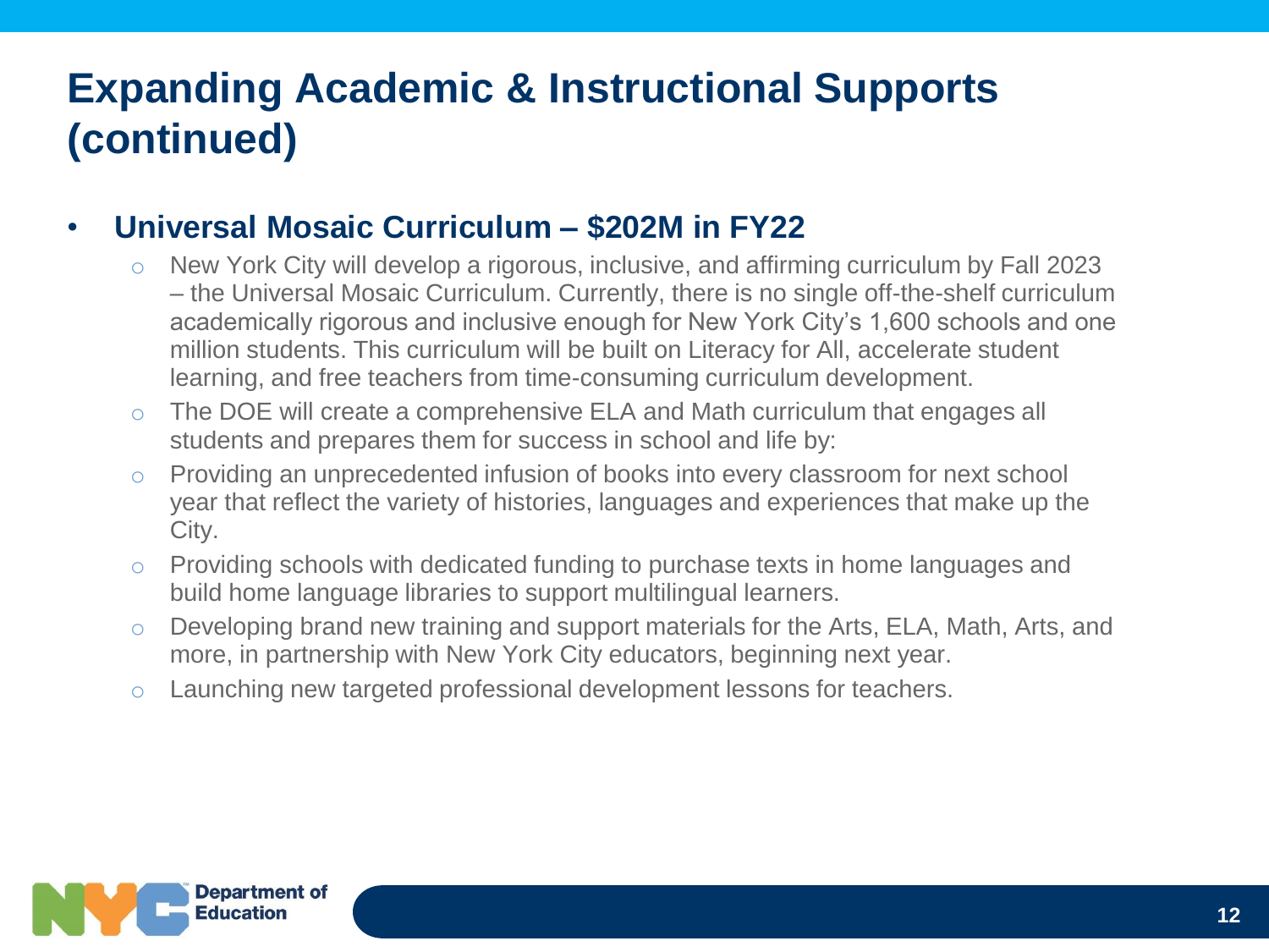# Expanding Academic & Instructional Supports (continued)

- **Universal Mosaic Curriculum – $202M in FY22**
  - New York City will develop a rigorous, inclusive, and affirming curriculum by Fall 2023 – the Universal Mosaic Curriculum. Currently, there is no single off-the-shelf curriculum academically rigorous and inclusive enough for New York City's 1,600 schools and one million students. This curriculum will be built on Literacy for All, accelerate student learning, and free teachers from time-consuming curriculum development.
  - The DOE will create a comprehensive ELA and Math curriculum that engages all students and prepares them for success in school and life by:
  - Providing an unprecedented infusion of books into every classroom for next school year that reflect the variety of histories, languages and experiences that make up the City.
  - Providing schools with dedicated funding to purchase texts in home languages and build home language libraries to support multilingual learners.
  - Developing brand new training and support materials for the Arts, ELA, Math, Arts, and more, in partnership with New York City educators, beginning next year.
  - Launching new targeted professional development lessons for teachers.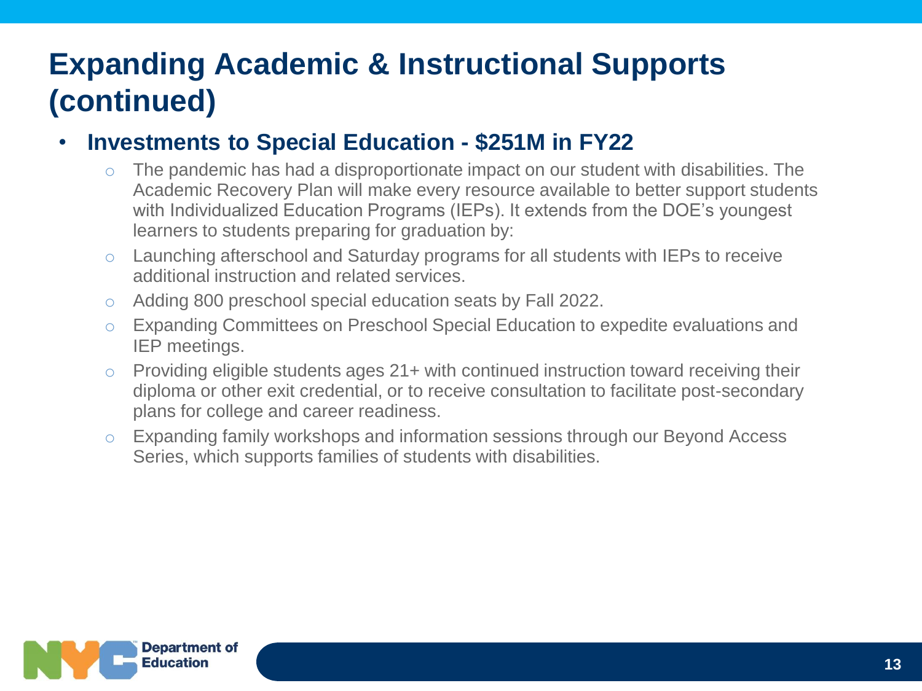# Expanding Academic & Instructional Supports (continued)

- **Investments to Special Education - $251M in FY22**
  - The pandemic has had a disproportionate impact on our student with disabilities. The Academic Recovery Plan will make every resource available to better support students with Individualized Education Programs (IEPs). It extends from the DOE's youngest learners to students preparing for graduation by:
  - Launching afterschool and Saturday programs for all students with IEPs to receive additional instruction and related services.
  - Adding 800 preschool special education seats by Fall 2022.
  - Expanding Committees on Preschool Special Education to expedite evaluations and IEP meetings.
  - Providing eligible students ages 21+ with continued instruction toward receiving their diploma or other exit credential, or to receive consultation to facilitate post-secondary plans for college and career readiness.
  - Expanding family workshops and information sessions through our Beyond Access Series, which supports families of students with disabilities.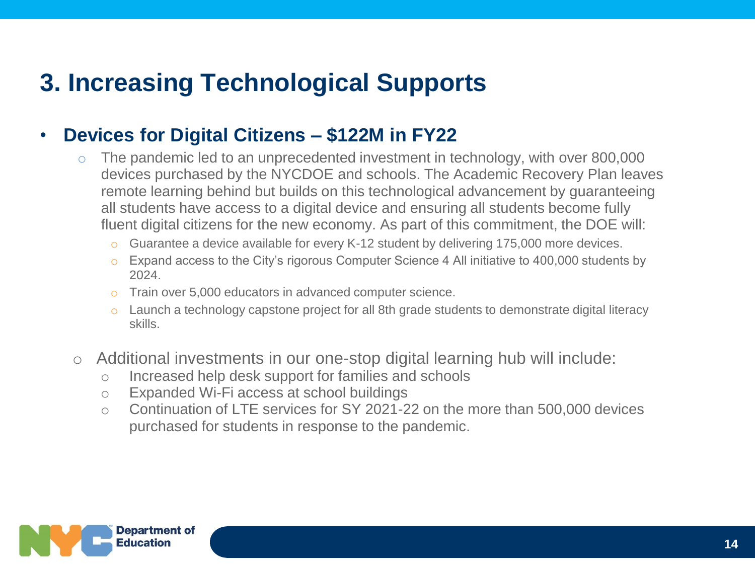# 3. Increasing Technological Supports

- **Devices for Digital Citizens – $122M in FY22**
  - The pandemic led to an unprecedented investment in technology, with over 800,000 devices purchased by the NYCDOE and schools. The Academic Recovery Plan leaves remote learning behind but builds on this technological advancement by guaranteeing all students have access to a digital device and ensuring all students become fully fluent digital citizens for the new economy. As part of this commitment, the DOE will:
    - Guarantee a device available for every K-12 student by delivering 175,000 more devices.
    - Expand access to the City's rigorous Computer Science 4 All initiative to 400,000 students by 2024.
    - Train over 5,000 educators in advanced computer science.
    - Launch a technology capstone project for all 8th grade students to demonstrate digital literacy skills.
  - Additional investments in our one-stop digital learning hub will include:
    - Increased help desk support for families and schools
    - Expanded Wi-Fi access at school buildings
    - Continuation of LTE services for SY 2021-22 on the more than 500,000 devices purchased for students in response to the pandemic.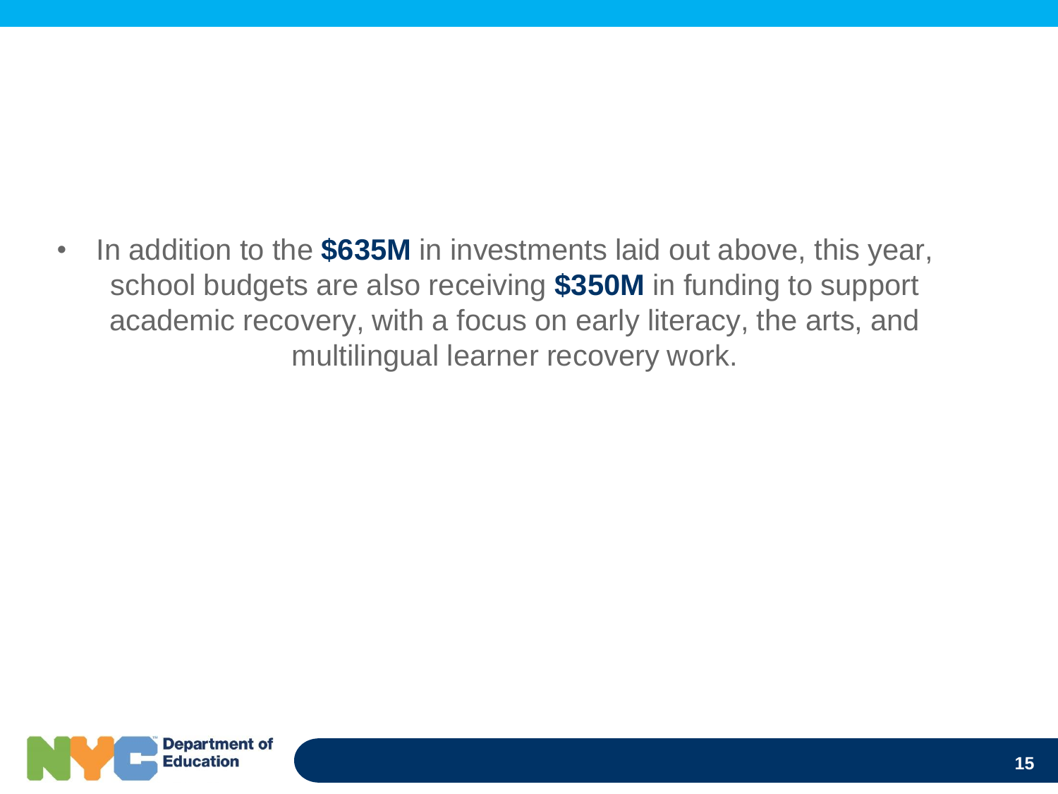- In addition to the **$635M** in investments laid out above, this year, school budgets are also receiving **$350M** in funding to support academic recovery, with a focus on early literacy, the arts, and multilingual learner recovery work.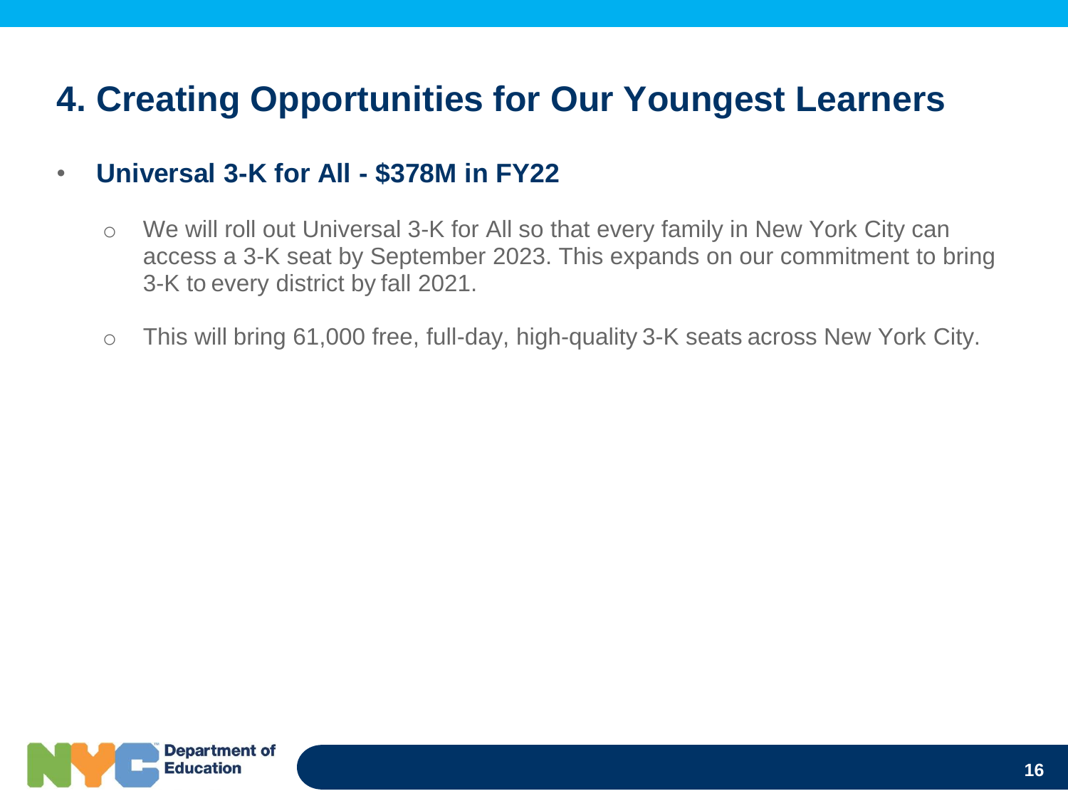# 4. Creating Opportunities for Our Youngest Learners

- **Universal 3-K for All - $378M in FY22**
  - We will roll out Universal 3-K for All so that every family in New York City can access a 3-K seat by September 2023. This expands on our commitment to bring 3-K to every district by fall 2021.
  - This will bring 61,000 free, full-day, high-quality 3-K seats across New York City.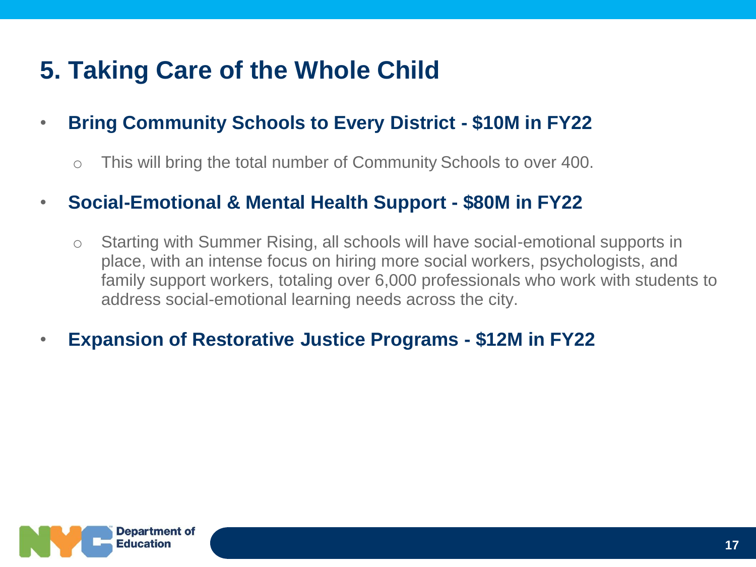# 5. Taking Care of the Whole Child

- **Bring Community Schools to Every District - $10M in FY22**
  - This will bring the total number of Community Schools to over 400.
- **Social-Emotional & Mental Health Support - $80M in FY22**
  - Starting with Summer Rising, all schools will have social-emotional supports in place, with an intense focus on hiring more social workers, psychologists, and family support workers, totaling over 6,000 professionals who work with students to address social-emotional learning needs across the city.
- **Expansion of Restorative Justice Programs - $12M in FY22**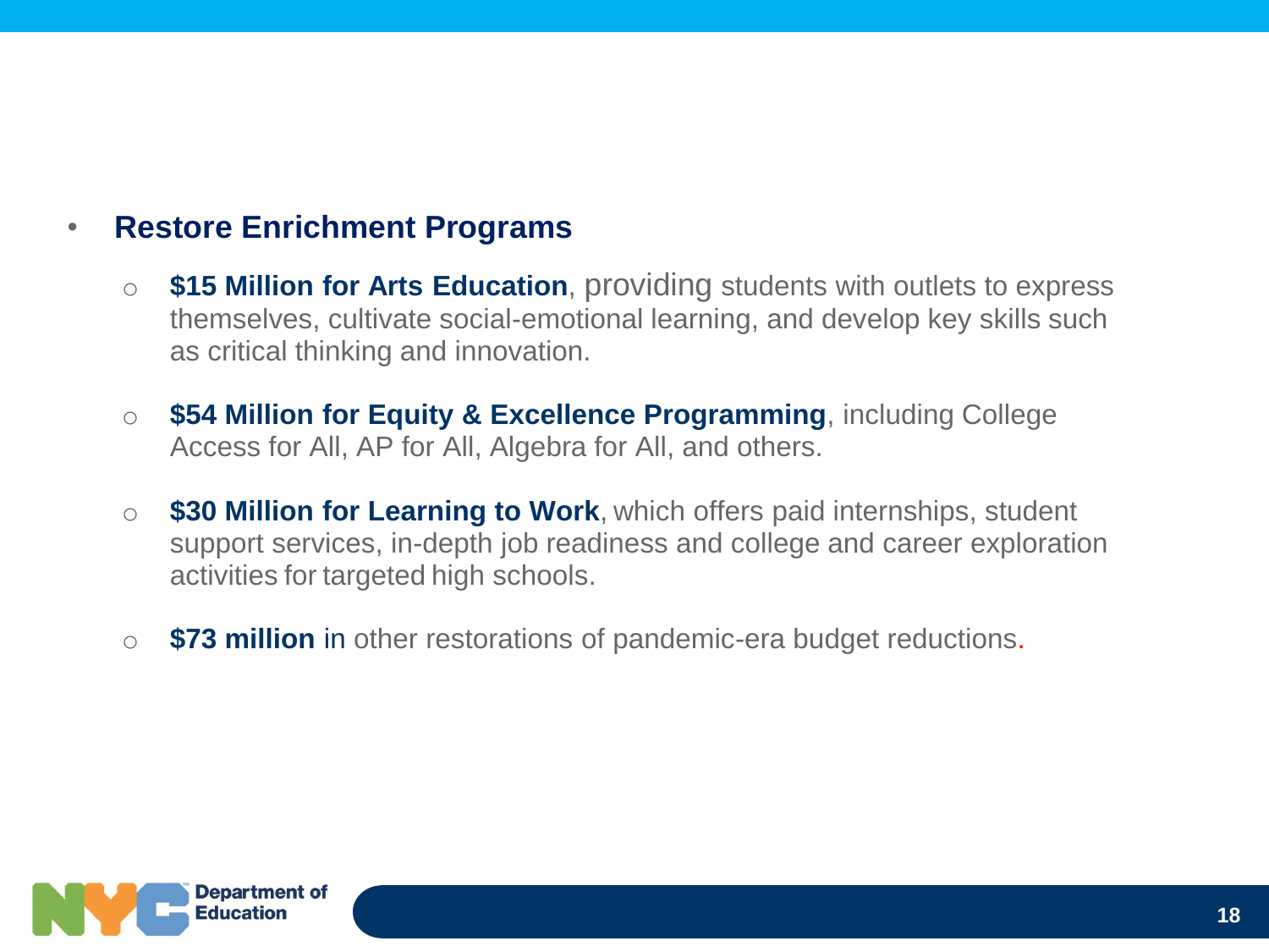- **Restore Enrichment Programs**
  - **$15 Million for Arts Education**, providing students with outlets to express themselves, cultivate social-emotional learning, and develop key skills such as critical thinking and innovation.
  - **$54 Million for Equity & Excellence Programming**, including College Access for All, AP for All, Algebra for All, and others.
  - **$30 Million for Learning to Work**, which offers paid internships, student support services, in-depth job readiness and college and career exploration activities for targeted high schools.
  - **$73 million** in other restorations of pandemic-era budget reductions.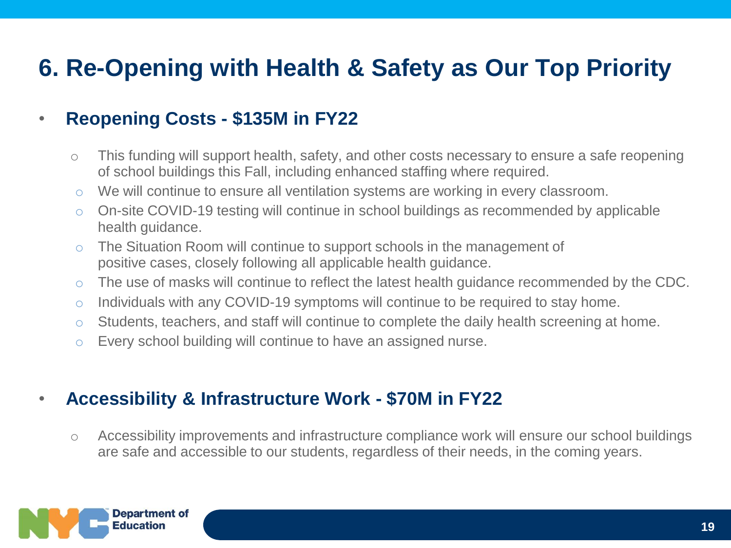# 6. Re-Opening with Health & Safety as Our Top Priority

- **Reopening Costs - $135M in FY22**
  - This funding will support health, safety, and other costs necessary to ensure a safe reopening of school buildings this Fall, including enhanced staffing where required.
  - We will continue to ensure all ventilation systems are working in every classroom.
  - On-site COVID-19 testing will continue in school buildings as recommended by applicable health guidance.
  - The Situation Room will continue to support schools in the management of positive cases, closely following all applicable health guidance.
  - The use of masks will continue to reflect the latest health guidance recommended by the CDC.
  - Individuals with any COVID-19 symptoms will continue to be required to stay home.
  - Students, teachers, and staff will continue to complete the daily health screening at home.
  - Every school building will continue to have an assigned nurse.

- **Accessibility & Infrastructure Work - $70M in FY22**
  - Accessibility improvements and infrastructure compliance work will ensure our school buildings are safe and accessible to our students, regardless of their needs, in the coming years.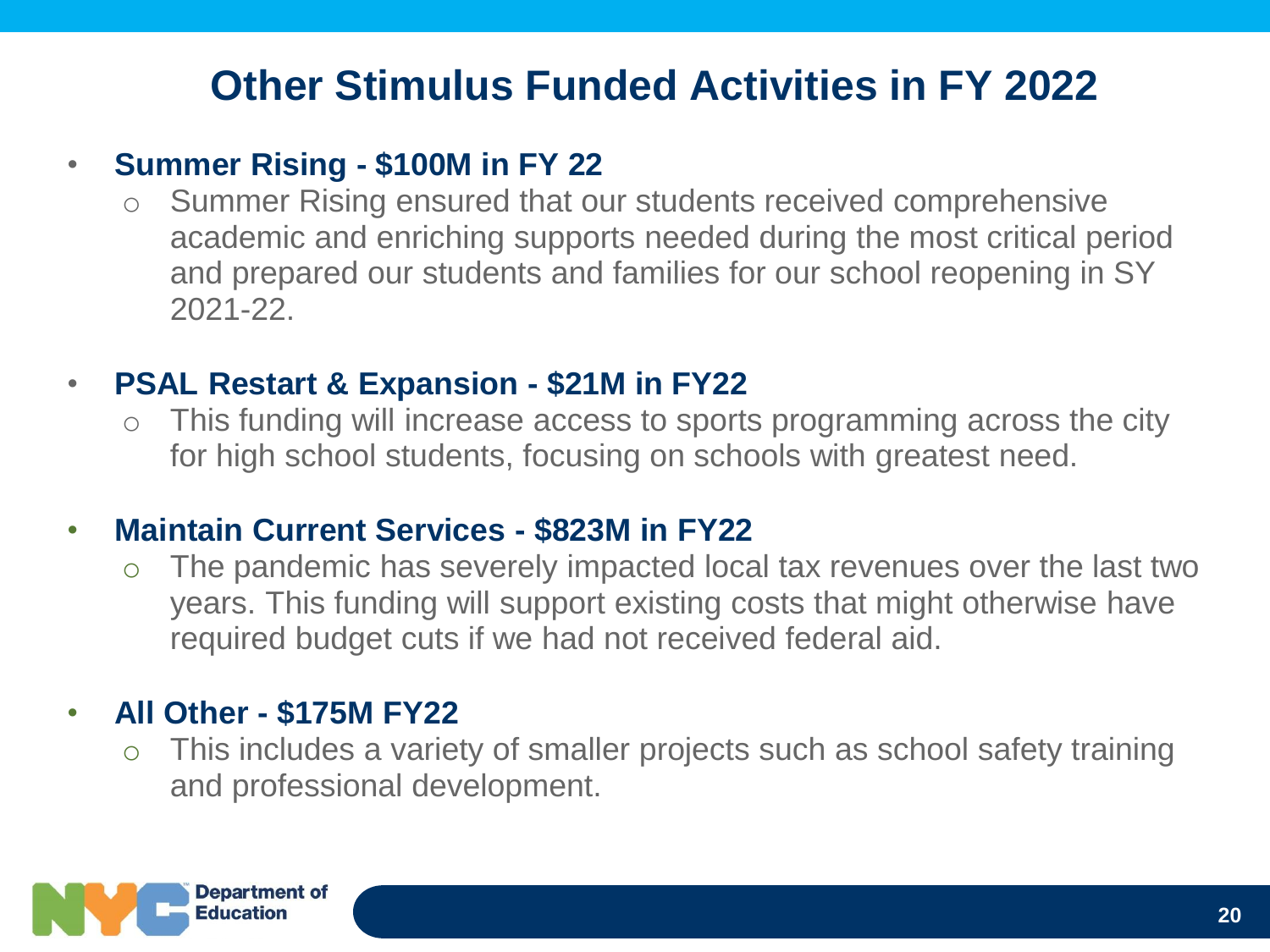# Other Stimulus Funded Activities in FY 2022

- **Summer Rising - $100M in FY 22**
  - Summer Rising ensured that our students received comprehensive academic and enriching supports needed during the most critical period and prepared our students and families for our school reopening in SY 2021-22.

- **PSAL Restart & Expansion - $21M in FY22**
  - This funding will increase access to sports programming across the city for high school students, focusing on schools with greatest need.

- **Maintain Current Services - $823M in FY22**
  - The pandemic has severely impacted local tax revenues over the last two years. This funding will support existing costs that might otherwise have required budget cuts if we had not received federal aid.

- **All Other - $175M FY22**
  - This includes a variety of smaller projects such as school safety training and professional development.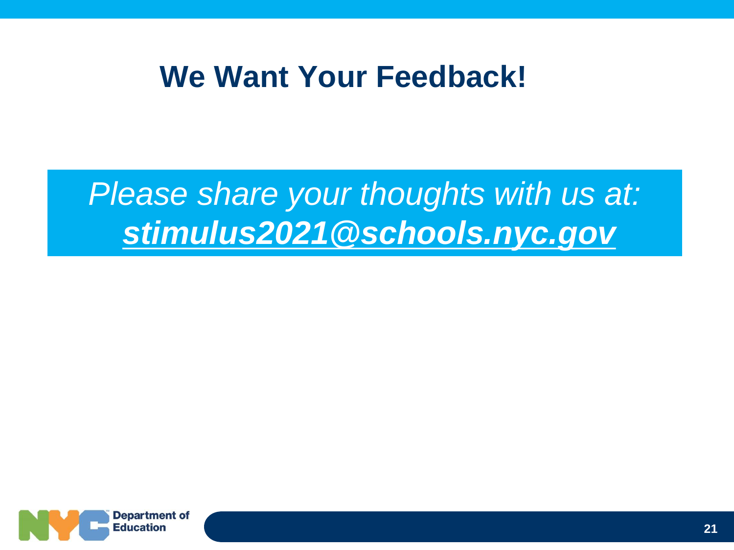# We Want Your Feedback!

*Please share your thoughts with us at:*
***stimulus2021@schools.nyc.gov***

Department of Education